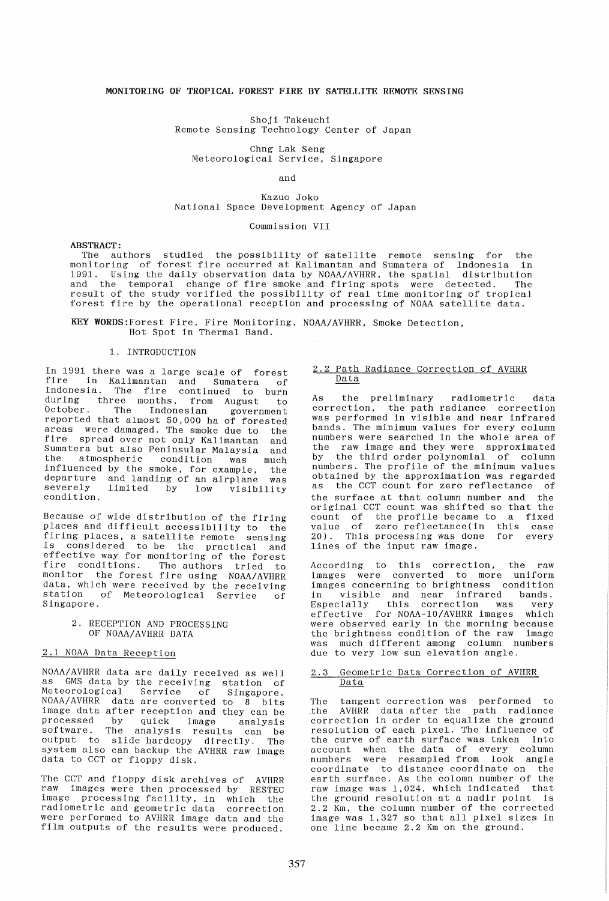# MONITORING OF TROPICAL FOREST FIRE BY SATELLITE REMOTE SENSING

Shoji Takeuchi
Remote Sensing Technology Center of Japan

Chng Lak Seng
Meteorological Service, Singapore

and

Kazuo Joko
National Space Development Agency of Japan

Commission VII

**ABSTRACT:**
The authors studied the possibility of satellite remote sensing for the monitoring of forest fire occurred at Kalimantan and Sumatera of Indonesia in 1991. Using the daily observation data by NOAA/AVHRR, the spatial distribution and the temporal change of fire smoke and firing spots were detected. The result of the study verified the possibility of real time monitoring of tropical forest fire by the operational reception and processing of NOAA satellite data.

**KEY WORDS:** Forest Fire, Fire Monitoring, NOAA/AVHRR, Smoke Detection, Hot Spot in Thermal Band.

## 1. INTRODUCTION

In 1991 there was a large scale of forest fire in Kalimantan and Sumatera of Indonesia. The fire continued to burn during three months, from August to October. The Indonesian government reported that almost 50,000 ha of forested areas were damaged. The smoke due to the fire spread over not only Kalimantan and Sumatera but also Peninsular Malaysia and the atmospheric condition was much influenced by the smoke, for example, the departure and landing of an airplane was severely limited by low visibility condition.

Because of wide distribution of the firing places and difficult accessibility to the firing places, a satellite remote sensing is considered to be the practical and effective way for monitoring of the forest fire conditions. The authors tried to monitor the forest fire using NOAA/AVHRR data, which were received by the receiving station of Meteorological Service of Singapore.

## 2. RECEPTION AND PROCESSING OF NOAA/AVHRR DATA

### 2.1 NOAA Data Reception

NOAA/AVHRR data are daily received as well as GMS data by the receiving station of Meteorological Service of Singapore. NOAA/AVHRR data are converted to 8 bits image data after reception and they can be processed by quick image analysis software. The analysis results can be output to slide hardcopy directly. The system also can backup the AVHRR raw image data to CCT or floppy disk.

The CCT and floppy disk archives of AVHRR raw images were then processed by RESTEC image processing facility, in which the radiometric and geometric data correction were performed to AVHRR image data and the film outputs of the results were produced.

### 2.2 Path Radiance Correction of AVHRR Data

As the preliminary radiometric data correction, the path radiance correction was performed in visible and near infrared bands. The minimum values for every column numbers were searched in the whole area of the raw image and they were approximated by the third order polynomial of column numbers. The profile of the minimum values obtained by the approximation was regarded as the CCT count for zero reflectance of the surface at that column number and the original CCT count was shifted so that the count of the profile became to a fixed value of zero reflectance(in this case 20). This processing was done for every lines of the input raw image.

According to this correction, the raw images were converted to more uniform images concerning to brightness condition in visible and near infrared bands. Especially this correction was very effective for NOAA-10/AVHRR images which were observed early in the morning because the brightness condition of the raw image was much different among column numbers due to very low sun elevation angle.

### 2.3 Geometric Data Correction of AVHRR Data

The tangent correction was performed to the AVHRR data after the path radiance correction in order to equalize the ground resolution of each pixel. The influence of the curve of earth surface was taken into account when the data of every column numbers were resampled from look angle coordinate to distance coordinate on the earth surface. As the colomn number of the raw image was 1,024, which indicated that the ground resolution at a nadir point is 2.2 Km, the column number of the corrected image was 1,327 so that all pixel sizes in one line became 2.2 Km on the ground.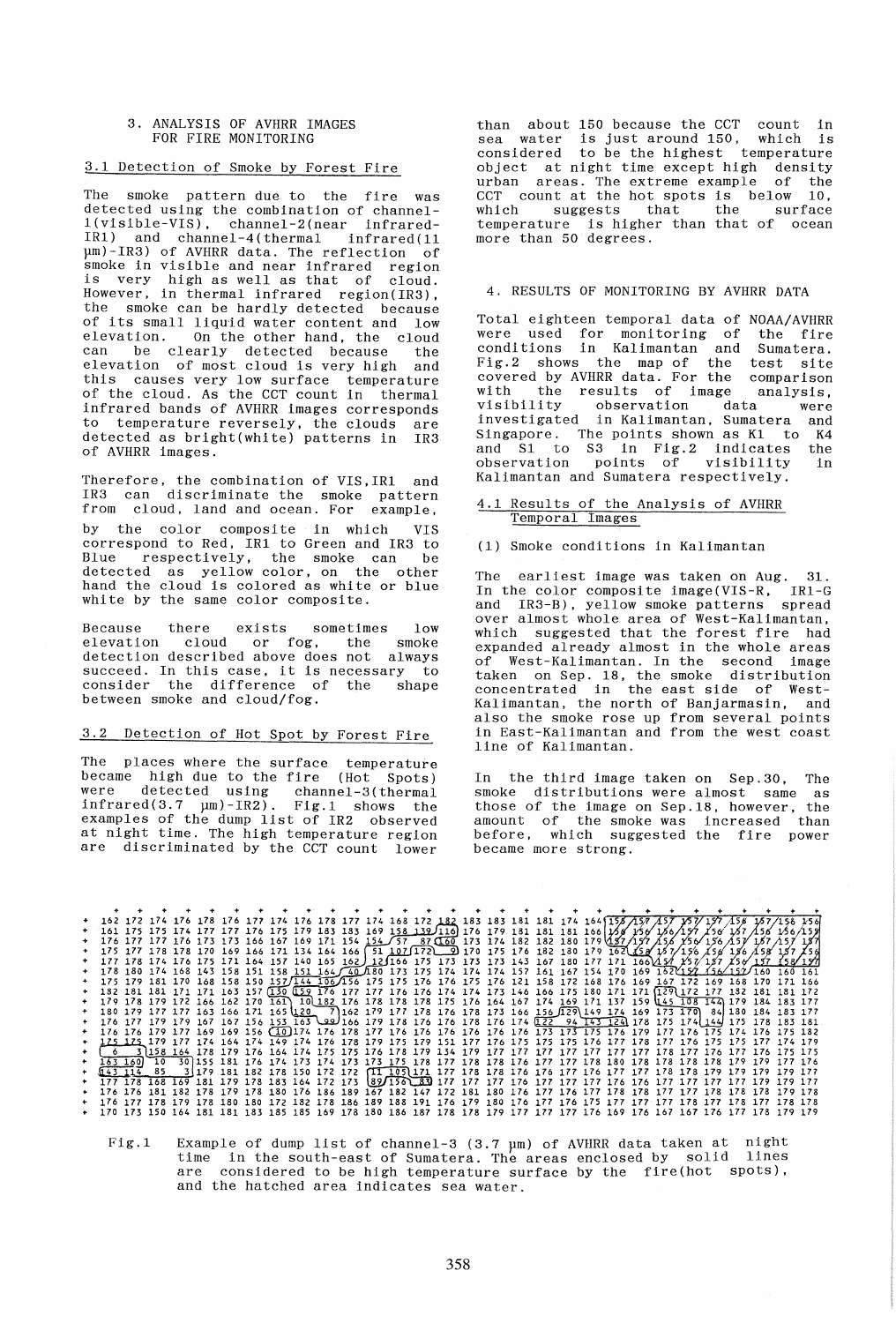## 3. ANALYSIS OF AVHRR IMAGES FOR FIRE MONITORING

### 3.1 Detection of Smoke by Forest Fire

The smoke pattern due to the fire was detected using the combination of channel-1(visible-VIS), channel-2(near infrared-IR1) and channel-4(thermal infrared(11 μm)-IR3) of AVHRR data. The reflection of smoke in visible and near infrared region is very high as well as that of cloud. However, in thermal infrared region(IR3), the smoke can be hardly detected because of its small liquid water content and low elevation. On the other hand, the cloud can be clearly detected because the elevation of most cloud is very high and this causes very low surface temperature of the cloud. As the CCT count in thermal infrared bands of AVHRR images corresponds to temperature reversely, the clouds are detected as bright(white) patterns in IR3 of AVHRR images.

Therefore, the combination of VIS,IR1 and IR3 can discriminate the smoke pattern from cloud, land and ocean. For example, by the color composite in which VIS correspond to Red, IR1 to Green and IR3 to Blue respectively, the smoke can be detected as yellow color, on the other hand the cloud is colored as white or blue white by the same color composite.

Because there exists sometimes low elevation cloud or fog, the smoke detection described above does not always succeed. In this case, it is necessary to consider the difference of the shape between smoke and cloud/fog.

### 3.2 Detection of Hot Spot by Forest Fire

The places where the surface temperature became high due to the fire (Hot Spots) were detected using channel-3(thermal infrared(3.7 μm)-IR2). Fig.1 shows the examples of the dump list of IR2 observed at night time. The high temperature region are discriminated by the CCT count lower than about 150 because the CCT count in sea water is just around 150, which is considered to be the highest temperature object at night time except high density urban areas. The extreme example of the CCT count at the hot spots is below 10, which suggests that the surface temperature is higher than that of ocean more than 50 degrees.

## 4. RESULTS OF MONITORING BY AVHRR DATA

Total eighteen temporal data of NOAA/AVHRR were used for monitoring of the fire conditions in Kalimantan and Sumatera. Fig.2 shows the map of the test site covered by AVHRR data. For the comparison with the results of image analysis, visibility observation data were investigated in Kalimantan, Sumatera and Singapore. The points shown as K1 to K4 and S1 to S3 in Fig.2 indicates the observation points of visibility in Kalimantan and Sumatera respectively.

### 4.1 Results of the Analysis of AVHRR Temporal Images

(1) Smoke conditions in Kalimantan

The earliest image was taken on Aug. 31. In the color composite image(VIS-R, IR1-G and IR3-B), yellow smoke patterns spread over almost whole area of West-Kalimantan, which suggested that the forest fire had expanded already almost in the whole areas of West-Kalimantan. In the second image taken on Sep. 18, the smoke distribution concentrated in the east side of West-Kalimantan, the north of Banjarmasin, and also the smoke rose up from several points in East-Kalimantan and from the west coast line of Kalimantan.

In the third image taken on Sep.30, The smoke distributions were almost same as those of the image on Sep.18, however, the amount of the smoke was increased than before, which suggested the fire power became more strong.

```
162 172 174 176 178 176 177 174 176 178 177 174 168 172 182 183 183 181 181 174 164 159 157 157 157 157 157 158 157 156 156
161 175 175 174 177 177 176 175 179 183 183 169 158 139 116 176 179 181 181 181 166 158 156 156 157 156 157 156 156 159
176 177 177 176 173 173 166 167 169 171 154 154 157  87 160 173 174 182 182 180 179 157 157 156 156 156 157 157 157 157
175 177 178 178 170 169 166 171 134 164 166 151 107 172   9 170 175 176 182 180 179 162 158 157 156 156 156 158 157 156
177 178 174 176 175 171 164 157 140 165 162  12 166 175 173 173 173 143 167 180 177 171 166 157 157 157 156 157 158 157
178 180 174 168 143 158 151 158 151 164  40 180 173 175 174 174 174 157 161 167 154 170 169 162 157 156 157 160 160 161
175 179 181 170 168 158 150 157 144 106 156 175 175 176 176 175 176 121 158 172 168 176 169 167 172 169 168 170 171 166
182 181 181 171 171 163 157 130 159 176 177 176 176 174 174 173 146 166 175 180 171 171 129 172 177 132 181 181 172
179 178 179 172 166 162 170 161  10 182 176 178 178 178 175 176 164 167 174 169 171 137 159 145 108 144 179 184 183 177
180 179 177 177 163 166 171 165 129   7 162 179 177 178 176 178 173 166 156 129 149 174 169 173 170  84 180 184 183 177
176 177 179 179 167 167 156 153 163  99 166 179 178 176 176 178 176 174 122  94 143 124 178 175 174 144 175 178 183 181
176 176 179 177 169 169 156  10 174 176 178 177 176 176 176 176 176 176 173 173 175 176 179 177 176 175 174 176 175 182
175 175 179 177 174 164 174 149 174 176 178 179 175 179 151 177 176 175 175 175 176 177 178 177 176 175 175 177 174 179
  6   3 158 164 178 179 176 164 174 175 175 176 178 179 134 179 177 177 177 177 177 177 178 177 176 177 176 175 175
163 160  10  30 155 181 176 174 173 174 173 175 178 177 178 178 176 177 177 178 180 178 178 178 179 179 179 177 176
143 114  85   3 179 181 182 178 150 172 172  11 105 171 177 178 178 176 176 177 176 177 177 178 178 179 179 179 179 177
177 178 168 169 181 179 178 183 164 172 173  89 156  83 177 177 177 176 177 177 177 176 176 177 177 177 177 179 179 177
176 176 181 182 178 179 178 180 176 186 189 167 182 147 172 181 180 176 177 176 177 178 177 178 178 178 178 179 178
176 177 178 179 178 180 180 172 182 178 186 189 188 191 176 179 180 176 177 176 175 177 177 178 177 178 177 178 178
170 173 150 164 181 181 183 185 185 169 178 180 186 187 178 178 179 177 177 177 176 169 176 167 167 176 177 178 179 179
```

Fig.1 Example of dump list of channel-3 (3.7 μm) of AVHRR data taken at night time in the south-east of Sumatera. The areas enclosed by solid lines are considered to be high temperature surface by the fire(hot spots), and the hatched area indicates sea water.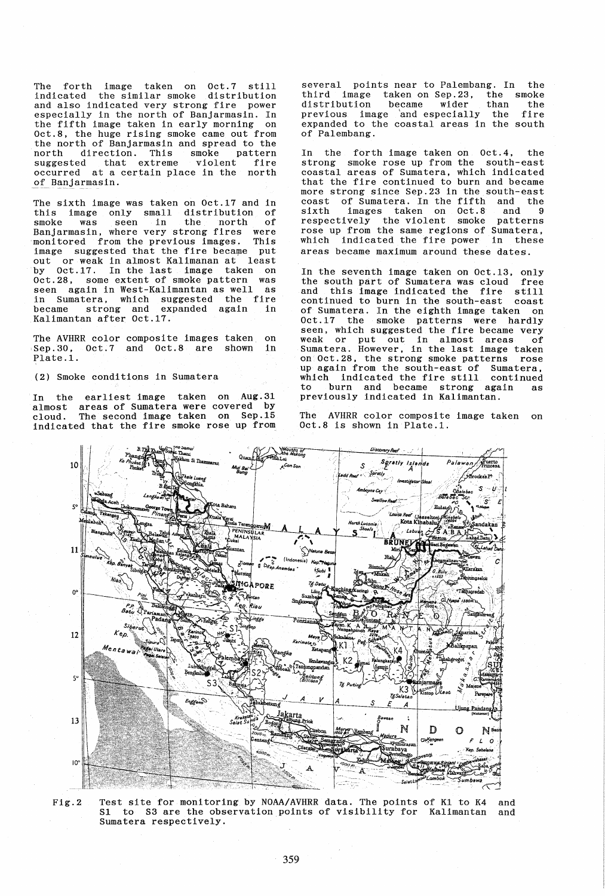The forth image taken on Oct.7 still indicated the similar smoke distribution and also indicated very strong fire power especially in the north of Banjarmasin. In the fifth image taken in early morning on Oct.8, the huge rising smoke came out from the north of Banjarmasin and spread to the north direction. This smoke pattern suggested that extreme violent fire occurred at a certain place in the north of Banjarmasin.

The sixth image was taken on Oct.17 and in this image only small distribution of smoke was seen in the north of Banjarmasin, where very strong fires were monitored from the previous images. This image suggested that the fire became put out or weak in almost Kalimanan at least by Oct.17. In the last image taken on Oct.28, some extent of smoke pattern was seen again in West-Kalimantan as well as in Sumatera, which suggested the fire became strong and expanded again in Kalimantan after Oct.17.

The AVHRR color composite images taken on Sep.30, Oct.7 and Oct.8 are shown in Plate.1.

(2) Smoke conditions in Sumatera

In the earliest image taken on Aug.31 almost areas of Sumatera were covered by cloud. The second image taken on Sep.15 indicated that the fire smoke rose up from several points near to Palembang. In the third image taken on Sep.23, the smoke distribution became wider than the previous image and especially the fire expanded to the coastal areas in the south of Palembang.

In the forth image taken on Oct.4, the strong smoke rose up from the south-east coastal areas of Sumatera, which indicated that the fire continued to burn and became more strong since Sep.23 in the south-east coast of Sumatera. In the fifth and the sixth images taken on Oct.8 and 9 respectively the violent smoke patterns rose up from the same regions of Sumatera, which indicated the fire power in these areas became maximum around these dates.

In the seventh image taken on Oct.13, only the south part of Sumatera was cloud free and this image indicated the fire still continued to burn in the south-east coast of Sumatera. In the eighth image taken on Oct.17 the smoke patterns were hardly seen, which suggested the fire became very weak or put out in almost areas of Sumatera. However, in the last image taken on Oct.28, the strong smoke patterns rose up again from the south-east of Sumatera, which indicated the fire still continued to burn and became strong again as previously indicated in Kalimantan.

The AVHRR color composite image taken on Oct.8 is shown in Plate.1.

Fig.2 Test site for monitoring by NOAA/AVHRR data. The points of K1 to K4 and S1 to S3 are the observation points of visibility for Kalimantan and Sumatera respectively.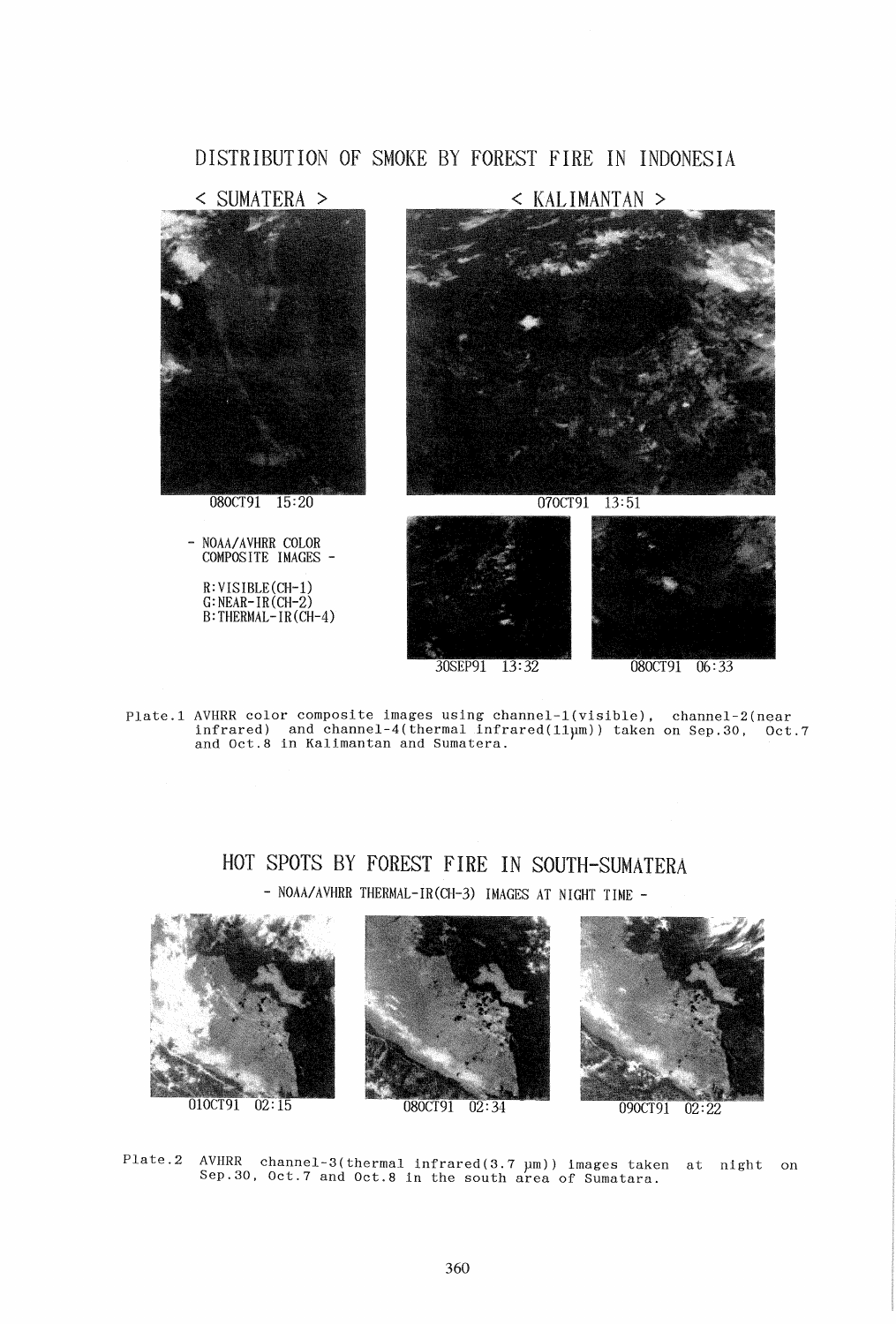# DISTRIBUTION OF SMOKE BY FOREST FIRE IN INDONESIA

< SUMATERA > < KALIMANTAN >

08OCT91 15:20

07OCT91 13:51

- NOAA/AVHRR COLOR COMPOSITE IMAGES -

R:VISIBLE(CH-1)
G:NEAR-IR(CH-2)
B:THERMAL-IR(CH-4)

30SEP91 13:32

08OCT91 06:33

Plate.1 AVHRR color composite images using channel-1(visible), channel-2(near infrared) and channel-4(thermal infrared(11μm)) taken on Sep.30, Oct.7 and Oct.8 in Kalimantan and Sumatera.

# HOT SPOTS BY FOREST FIRE IN SOUTH-SUMATERA

- NOAA/AVHRR THERMAL-IR(CH-3) IMAGES AT NIGHT TIME -

01OCT91 02:15

08OCT91 02:34

09OCT91 02:22

Plate.2 AVHRR channel-3(thermal infrared(3.7 μm)) images taken at night on Sep.30, Oct.7 and Oct.8 in the south area of Sumatara.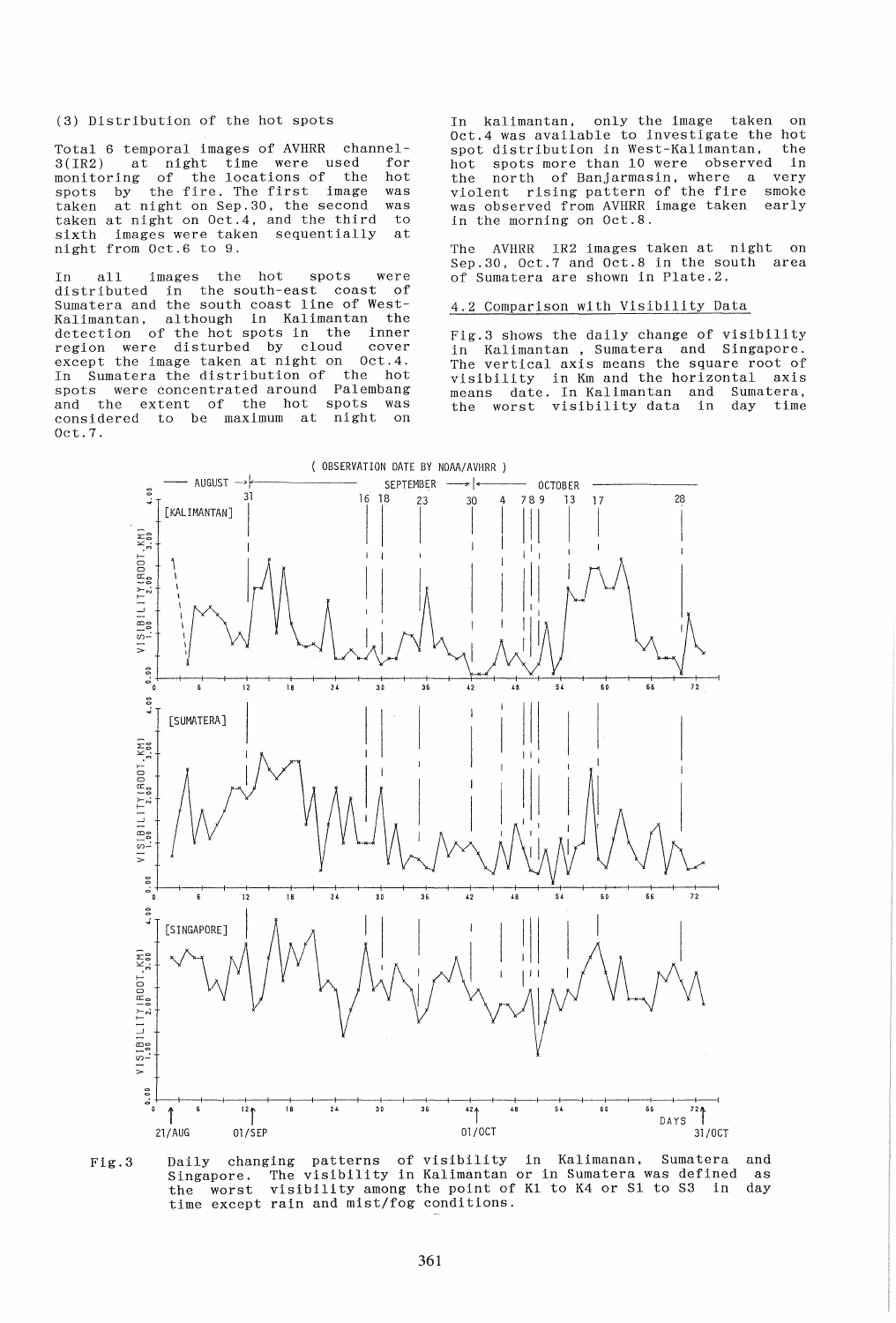(3) Distribution of the hot spots

Total 6 temporal images of AVHRR channel-3(IR2) at night time were used for monitoring of the locations of the hot spots by the fire. The first image was taken at night on Sep.30, the second was taken at night on Oct.4, and the third to sixth images were taken sequentially at night from Oct.6 to 9.

In all images the hot spots were distributed in the south-east coast of Sumatera and the south coast line of West-Kalimantan, although in Kalimantan the detection of the hot spots in the inner region were disturbed by cloud cover except the image taken at night on Oct.4. In Sumatera the distribution of the hot spots were concentrated around Palembang and the extent of the hot spots was considered to be maximum at night on Oct.7.

In kalimantan, only the image taken on Oct.4 was available to investigate the hot spot distribution in West-Kalimantan, the hot spots more than 10 were observed in the north of Banjarmasin, where a very violent rising pattern of the fire smoke was observed from AVHRR image taken early in the morning on Oct.8.

The AVHRR IR2 images taken at night on Sep.30, Oct.7 and Oct.8 in the south area of Sumatera are shown in Plate.2.

## 4.2 Comparison with Visibility Data

Fig.3 shows the daily change of visibility in Kalimantan , Sumatera and Singapore. The vertical axis means the square root of visibility in Km and the horizontal axis means date. In Kalimantan and Sumatera, the worst visibility data in day time

Fig.3 Daily changing patterns of visibility in Kalimanan, Sumatera and Singapore. The visibility in Kalimantan or in Sumatera was defined as the worst visibility among the point of K1 to K4 or S1 to S3 in day time except rain and mist/fog conditions.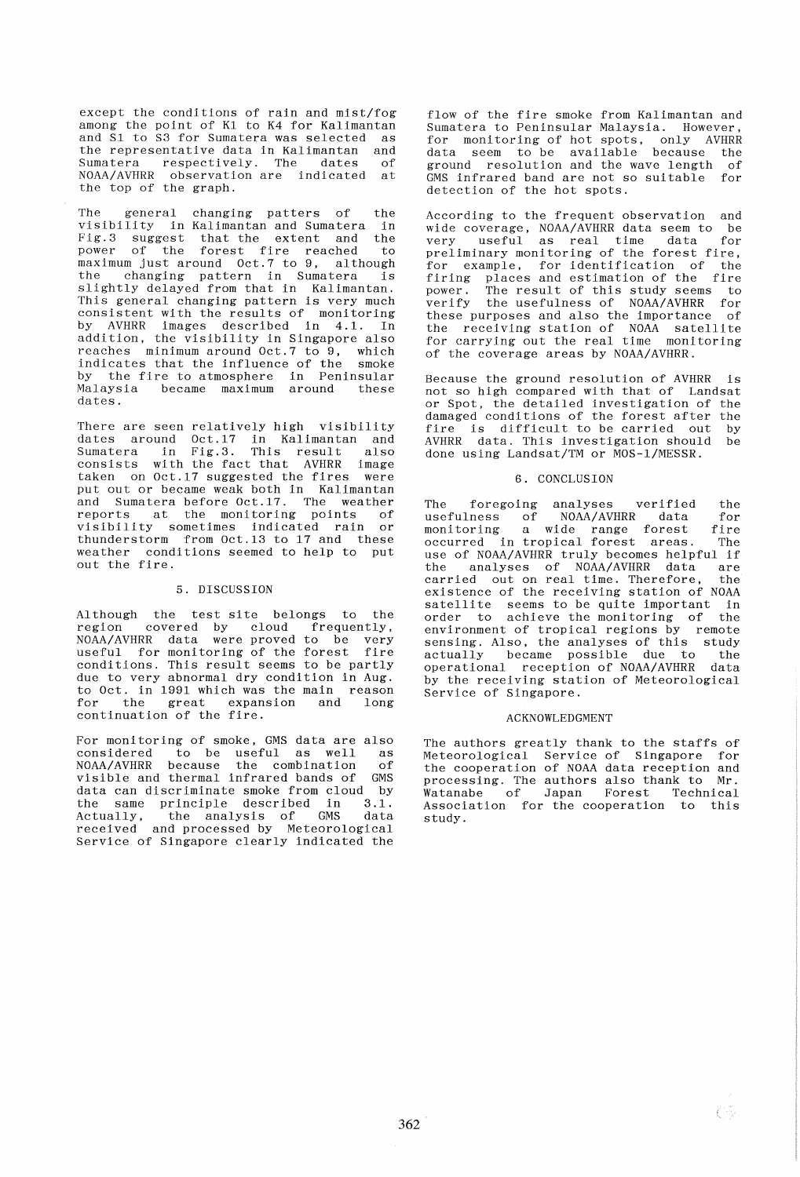except the conditions of rain and mist/fog among the point of K1 to K4 for Kalimantan and S1 to S3 for Sumatera was selected as the representative data in Kalimantan and Sumatera respectively. The dates of NOAA/AVHRR observation are indicated at the top of the graph.

The general changing patters of the visibility in Kalimantan and Sumatera in Fig.3 suggest that the extent and the power of the forest fire reached to maximum just around Oct.7 to 9, although the changing pattern in Sumatera is slightly delayed from that in Kalimantan. This general changing pattern is very much consistent with the results of monitoring by AVHRR images described in 4.1. In addition, the visibility in Singapore also reaches minimum around Oct.7 to 9, which indicates that the influence of the smoke by the fire to atmosphere in Peninsular Malaysia became maximum around these dates.

There are seen relatively high visibility dates around Oct.17 in Kalimantan and Sumatera in Fig.3. This result also consists with the fact that AVHRR image taken on Oct.17 suggested the fires were put out or became weak both in Kalimantan and Sumatera before Oct.17. The weather reports at the monitoring points of visibility sometimes indicated rain or thunderstorm from Oct.13 to 17 and these weather conditions seemed to help to put out the fire.

## 5. DISCUSSION

Although the test site belongs to the region covered by cloud frequently, NOAA/AVHRR data were proved to be very useful for monitoring of the forest fire conditions. This result seems to be partly due to very abnormal dry condition in Aug. to Oct. in 1991 which was the main reason for the great expansion and long continuation of the fire.

For monitoring of smoke, GMS data are also considered to be useful as well as NOAA/AVHRR because the combination of visible and thermal infrared bands of GMS data can discriminate smoke from cloud by the same principle described in 3.1. Actually, the analysis of GMS data received and processed by Meteorological Service of Singapore clearly indicated the flow of the fire smoke from Kalimantan and Sumatera to Peninsular Malaysia. However, for monitoring of hot spots, only AVHRR data seem to be available because the ground resolution and the wave length of GMS infrared band are not so suitable for detection of the hot spots.

According to the frequent observation and wide coverage, NOAA/AVHRR data seem to be very useful as real time data for preliminary monitoring of the forest fire, for example, for identification of the firing places and estimation of the fire power. The result of this study seems to verify the usefulness of NOAA/AVHRR for these purposes and also the importance of the receiving station of NOAA satellite for carrying out the real time monitoring of the coverage areas by NOAA/AVHRR.

Because the ground resolution of AVHRR is not so high compared with that of Landsat or Spot, the detailed investigation of the damaged conditions of the forest after the fire is difficult to be carried out by AVHRR data. This investigation should be done using Landsat/TM or MOS-1/MESSR.

## 6. CONCLUSION

The foregoing analyses verified the usefulness of NOAA/AVHRR data for monitoring a wide range forest fire occurred in tropical forest areas. The use of NOAA/AVHRR truly becomes helpful if the analyses of NOAA/AVHRR data are carried out on real time. Therefore, the existence of the receiving station of NOAA satellite seems to be quite important in order to achieve the monitoring of the environment of tropical regions by remote sensing. Also, the analyses of this study actually became possible due to the operational reception of NOAA/AVHRR data by the receiving station of Meteorological Service of Singapore.

## ACKNOWLEDGMENT

The authors greatly thank to the staffs of Meteorological Service of Singapore for the cooperation of NOAA data reception and processing. The authors also thank to Mr. Watanabe of Japan Forest Technical Association for the cooperation to this study.